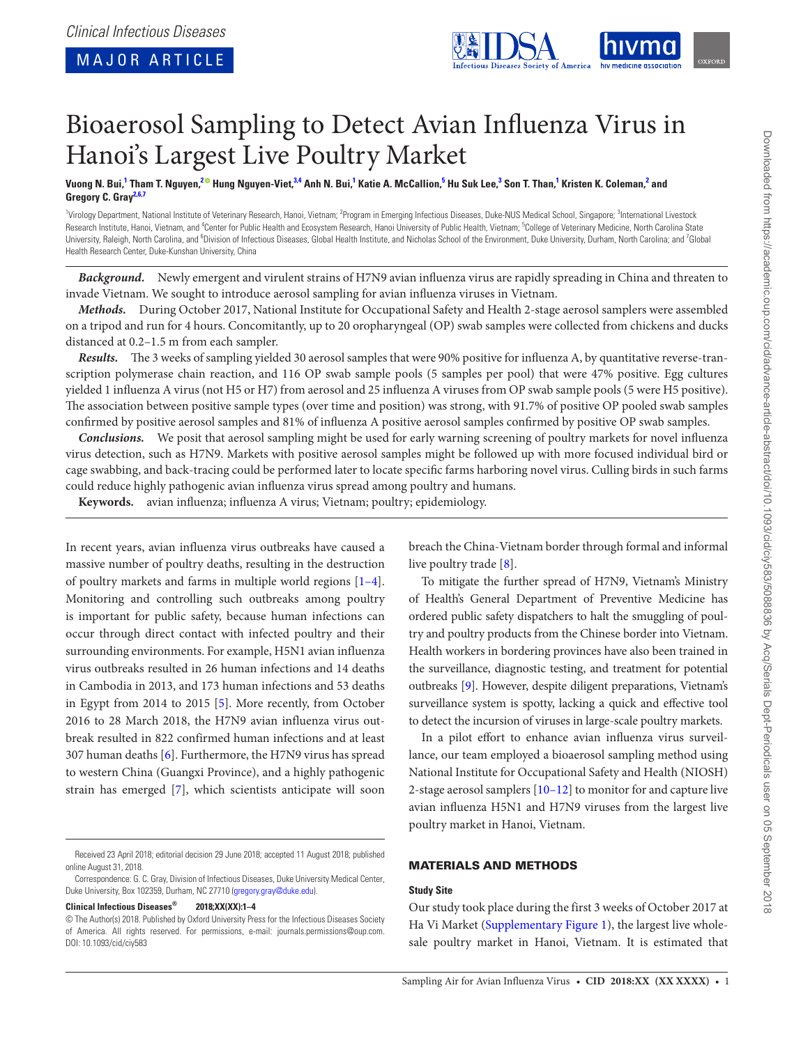Clinical Infectious Diseases

MAJOR ARTICLE

# Bioaerosol Sampling to Detect Avian Influenza Virus in Hanoi's Largest Live Poultry Market

**Vuong N. Bui,[1] Tham T. Nguyen,[2] Hung Nguyen-Viet,[3,4] Anh N. Bui,[1] Katie A. McCallion,[5] Hu Suk Lee,[3] Son T. Than,[1] Kristen K. Coleman,[2] and Gregory C. Gray[2,6,7]**

[1]Virology Department, National Institute of Veterinary Research, Hanoi, Vietnam; [2]Program in Emerging Infectious Diseases, Duke-NUS Medical School, Singapore; [3]International Livestock Research Institute, Hanoi, Vietnam, and [4]Center for Public Health and Ecosystem Research, Hanoi University of Public Health, Vietnam; [5]College of Veterinary Medicine, North Carolina State University, Raleigh, North Carolina, and [6]Division of Infectious Diseases, Global Health Institute, and Nicholas School of the Environment, Duke University, Durham, North Carolina; and [7]Global Health Research Center, Duke-Kunshan University, China

***Background.*** Newly emergent and virulent strains of H7N9 avian influenza virus are rapidly spreading in China and threaten to invade Vietnam. We sought to introduce aerosol sampling for avian influenza viruses in Vietnam.

***Methods.*** During October 2017, National Institute for Occupational Safety and Health 2-stage aerosol samplers were assembled on a tripod and run for 4 hours. Concomitantly, up to 20 oropharyngeal (OP) swab samples were collected from chickens and ducks distanced at 0.2–1.5 m from each sampler.

***Results.*** The 3 weeks of sampling yielded 30 aerosol samples that were 90% positive for influenza A, by quantitative reverse-transcription polymerase chain reaction, and 116 OP swab sample pools (5 samples per pool) that were 47% positive. Egg cultures yielded 1 influenza A virus (not H5 or H7) from aerosol and 25 influenza A viruses from OP swab sample pools (5 were H5 positive). The association between positive sample types (over time and position) was strong, with 91.7% of positive OP pooled swab samples confirmed by positive aerosol samples and 81% of influenza A positive aerosol samples confirmed by positive OP swab samples.

***Conclusions.*** We posit that aerosol sampling might be used for early warning screening of poultry markets for novel influenza virus detection, such as H7N9. Markets with positive aerosol samples might be followed up with more focused individual bird or cage swabbing, and back-tracing could be performed later to locate specific farms harboring novel virus. Culling birds in such farms could reduce highly pathogenic avian influenza virus spread among poultry and humans.

**Keywords.** avian influenza; influenza A virus; Vietnam; poultry; epidemiology.

In recent years, avian influenza virus outbreaks have caused a massive number of poultry deaths, resulting in the destruction of poultry markets and farms in multiple world regions [1–4]. Monitoring and controlling such outbreaks among poultry is important for public safety, because human infections can occur through direct contact with infected poultry and their surrounding environments. For example, H5N1 avian influenza virus outbreaks resulted in 26 human infections and 14 deaths in Cambodia in 2013, and 173 human infections and 53 deaths in Egypt from 2014 to 2015 [5]. More recently, from October 2016 to 28 March 2018, the H7N9 avian influenza virus outbreak resulted in 822 confirmed human infections and at least 307 human deaths [6]. Furthermore, the H7N9 virus has spread to western China (Guangxi Province), and a highly pathogenic strain has emerged [7], which scientists anticipate will soon breach the China-Vietnam border through formal and informal live poultry trade [8].

To mitigate the further spread of H7N9, Vietnam's Ministry of Health's General Department of Preventive Medicine has ordered public safety dispatchers to halt the smuggling of poultry and poultry products from the Chinese border into Vietnam. Health workers in bordering provinces have also been trained in the surveillance, diagnostic testing, and treatment for potential outbreaks [9]. However, despite diligent preparations, Vietnam's surveillance system is spotty, lacking a quick and effective tool to detect the incursion of viruses in large-scale poultry markets.

In a pilot effort to enhance avian influenza virus surveillance, our team employed a bioaerosol sampling method using National Institute for Occupational Safety and Health (NIOSH) 2-stage aerosol samplers [10–12] to monitor for and capture live avian influenza H5N1 and H7N9 viruses from the largest live poultry market in Hanoi, Vietnam.

## MATERIALS AND METHODS

### Study Site

Our study took place during the first 3 weeks of October 2017 at Ha Vi Market (Supplementary Figure 1), the largest live wholesale poultry market in Hanoi, Vietnam. It is estimated that

Received 23 April 2018; editorial decision 29 June 2018; accepted 11 August 2018; published online August 31, 2018.

Correspondence: G. C. Gray, Division of Infectious Diseases, Duke University Medical Center, Duke University, Box 102359, Durham, NC 27710 (gregory.gray@duke.edu).

**Clinical Infectious Diseases® 2018;XX(XX):1–4**

© The Author(s) 2018. Published by Oxford University Press for the Infectious Diseases Society of America. All rights reserved. For permissions, e-mail: journals.permissions@oup.com. DOI: 10.1093/cid/ciy583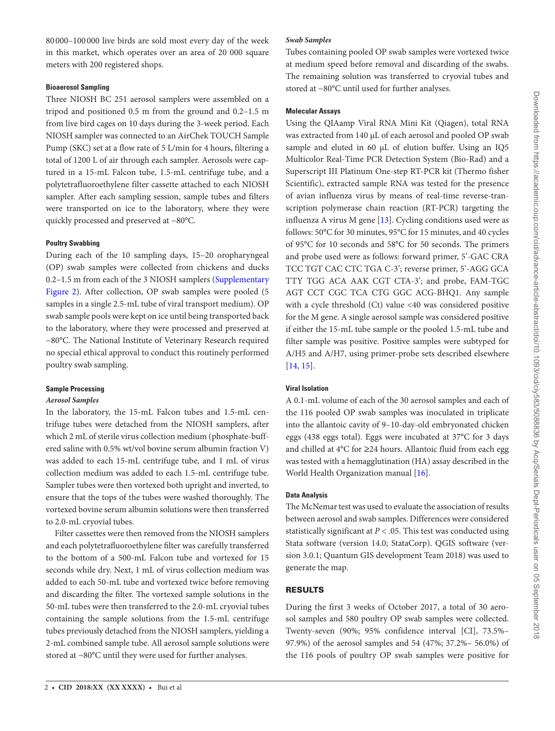80 000–100 000 live birds are sold most every day of the week in this market, which operates over an area of 20 000 square meters with 200 registered shops.

#### Bioaerosol Sampling

Three NIOSH BC 251 aerosol samplers were assembled on a tripod and positioned 0.5 m from the ground and 0.2–1.5 m from live bird cages on 10 days during the 3-week period. Each NIOSH sampler was connected to an AirChek TOUCH Sample Pump (SKC) set at a flow rate of 5 L/min for 4 hours, filtering a total of 1200 L of air through each sampler. Aerosols were captured in a 15-mL Falcon tube, 1.5-mL centrifuge tube, and a polytetrafluoroethylene filter cassette attached to each NIOSH sampler. After each sampling session, sample tubes and filters were transported on ice to the laboratory, where they were quickly processed and preserved at −80°C.

#### Poultry Swabbing

During each of the 10 sampling days, 15–20 oropharyngeal (OP) swab samples were collected from chickens and ducks 0.2–1.5 m from each of the 3 NIOSH samplers (Supplementary Figure 2). After collection, OP swab samples were pooled (5 samples in a single 2.5-mL tube of viral transport medium). OP swab sample pools were kept on ice until being transported back to the laboratory, where they were processed and preserved at −80°C. The National Institute of Veterinary Research required no special ethical approval to conduct this routinely performed poultry swab sampling.

#### Sample Processing

##### *Aerosol Samples*

In the laboratory, the 15-mL Falcon tubes and 1.5-mL centrifuge tubes were detached from the NIOSH samplers, after which 2 mL of sterile virus collection medium (phosphate-buffered saline with 0.5% wt/vol bovine serum albumin fraction V) was added to each 15-mL centrifuge tube, and 1 mL of virus collection medium was added to each 1.5-mL centrifuge tube. Sampler tubes were then vortexed both upright and inverted, to ensure that the tops of the tubes were washed thoroughly. The vortexed bovine serum albumin solutions were then transferred to 2.0-mL cryovial tubes.

Filter cassettes were then removed from the NIOSH samplers and each polytetrafluoroethylene filter was carefully transferred to the bottom of a 500-mL Falcon tube and vortexed for 15 seconds while dry. Next, 1 mL of virus collection medium was added to each 50-mL tube and vortexed twice before removing and discarding the filter. The vortexed sample solutions in the 50-mL tubes were then transferred to the 2.0-mL cryovial tubes containing the sample solutions from the 1.5-mL centrifuge tubes previously detached from the NIOSH samplers, yielding a 2-mL combined sample tube. All aerosol sample solutions were stored at −80°C until they were used for further analyses.

##### *Swab Samples*

Tubes containing pooled OP swab samples were vortexed twice at medium speed before removal and discarding of the swabs. The remaining solution was transferred to cryovial tubes and stored at −80°C until used for further analyses.

#### Molecular Assays

Using the QIAamp Viral RNA Mini Kit (Qiagen), total RNA was extracted from 140 µL of each aerosol and pooled OP swab sample and eluted in 60 µL of elution buffer. Using an IQ5 Multicolor Real-Time PCR Detection System (Bio-Rad) and a Superscript III Platinum One-step RT-PCR kit (Thermo fisher Scientific), extracted sample RNA was tested for the presence of avian influenza virus by means of real-time reverse-transcription polymerase chain reaction (RT-PCR) targeting the influenza A virus M gene [13]. Cycling conditions used were as follows: 50°C for 30 minutes, 95°C for 15 minutes, and 40 cycles of 95°C for 10 seconds and 58°C for 50 seconds. The primers and probe used were as follows: forward primer, 5'-GAC CRA TCC TGT CAC CTC TGA C-3'; reverse primer, 5'-AGG GCA TTY TGG ACA AAK CGT CTA-3'; and probe, FAM-TGC AGT CCT CGC TCA CTG GGC ACG-BHQ1. Any sample with a cycle threshold (Ct) value <40 was considered positive for the M gene. A single aerosol sample was considered positive if either the 15-mL tube sample or the pooled 1.5-mL tube and filter sample was positive. Positive samples were subtyped for A/H5 and A/H7, using primer-probe sets described elsewhere [14, 15].

#### Viral Isolation

A 0.1-mL volume of each of the 30 aerosol samples and each of the 116 pooled OP swab samples was inoculated in triplicate into the allantoic cavity of 9–10-day-old embryonated chicken eggs (438 eggs total). Eggs were incubated at 37°C for 3 days and chilled at 4°C for ≥24 hours. Allantoic fluid from each egg was tested with a hemagglutination (HA) assay described in the World Health Organization manual [16].

#### Data Analysis

The McNemar test was used to evaluate the association of results between aerosol and swab samples. Differences were considered statistically significant at $P < .05$. This test was conducted using Stata software (version 14.0; StataCorp). QGIS software (version 3.0.1; Quantum GIS development Team 2018) was used to generate the map.

## RESULTS

During the first 3 weeks of October 2017, a total of 30 aerosol samples and 580 poultry OP swab samples were collected. Twenty-seven (90%; 95% confidence interval [CI], 73.5%–97.9%) of the aerosol samples and 54 (47%; 37.2%– 56.0%) of the 116 pools of poultry OP swab samples were positive for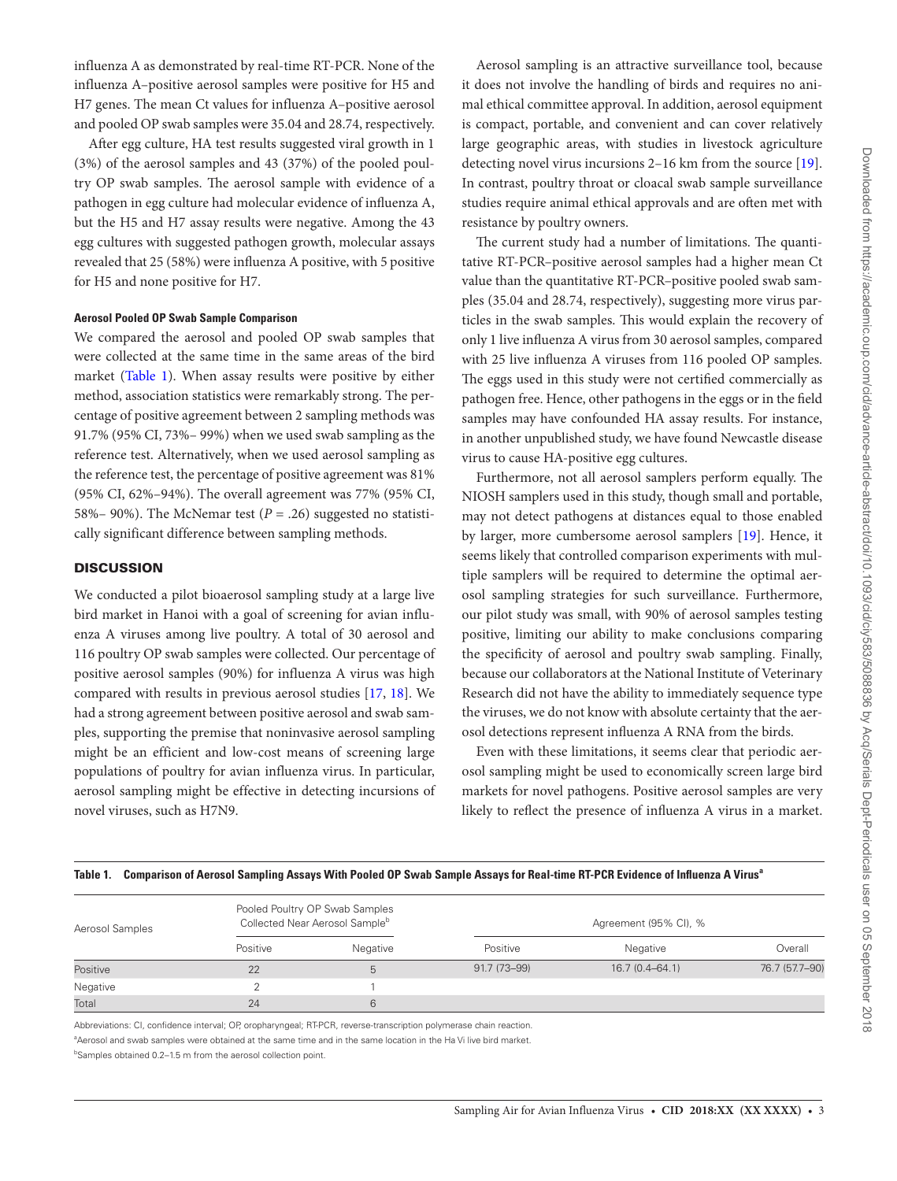influenza A as demonstrated by real-time RT-PCR. None of the influenza A–positive aerosol samples were positive for H5 and H7 genes. The mean Ct values for influenza A–positive aerosol and pooled OP swab samples were 35.04 and 28.74, respectively.

After egg culture, HA test results suggested viral growth in 1 (3%) of the aerosol samples and 43 (37%) of the pooled poultry OP swab samples. The aerosol sample with evidence of a pathogen in egg culture had molecular evidence of influenza A, but the H5 and H7 assay results were negative. Among the 43 egg cultures with suggested pathogen growth, molecular assays revealed that 25 (58%) were influenza A positive, with 5 positive for H5 and none positive for H7.

#### Aerosol Pooled OP Swab Sample Comparison

We compared the aerosol and pooled OP swab samples that were collected at the same time in the same areas of the bird market (Table 1). When assay results were positive by either method, association statistics were remarkably strong. The percentage of positive agreement between 2 sampling methods was 91.7% (95% CI, 73%– 99%) when we used swab sampling as the reference test. Alternatively, when we used aerosol sampling as the reference test, the percentage of positive agreement was 81% (95% CI, 62%–94%). The overall agreement was 77% (95% CI, 58%– 90%). The McNemar test ($P = .26$) suggested no statistically significant difference between sampling methods.

## DISCUSSION

We conducted a pilot bioaerosol sampling study at a large live bird market in Hanoi with a goal of screening for avian influenza A viruses among live poultry. A total of 30 aerosol and 116 poultry OP swab samples were collected. Our percentage of positive aerosol samples (90%) for influenza A virus was high compared with results in previous aerosol studies [17, 18]. We had a strong agreement between positive aerosol and swab samples, supporting the premise that noninvasive aerosol sampling might be an efficient and low-cost means of screening large populations of poultry for avian influenza virus. In particular, aerosol sampling might be effective in detecting incursions of novel viruses, such as H7N9.

Aerosol sampling is an attractive surveillance tool, because it does not involve the handling of birds and requires no animal ethical committee approval. In addition, aerosol equipment is compact, portable, and convenient and can cover relatively large geographic areas, with studies in livestock agriculture detecting novel virus incursions 2–16 km from the source [19]. In contrast, poultry throat or cloacal swab sample surveillance studies require animal ethical approvals and are often met with resistance by poultry owners.

The current study had a number of limitations. The quantitative RT-PCR–positive aerosol samples had a higher mean Ct value than the quantitative RT-PCR–positive pooled swab samples (35.04 and 28.74, respectively), suggesting more virus particles in the swab samples. This would explain the recovery of only 1 live influenza A virus from 30 aerosol samples, compared with 25 live influenza A viruses from 116 pooled OP samples. The eggs used in this study were not certified commercially as pathogen free. Hence, other pathogens in the eggs or in the field samples may have confounded HA assay results. For instance, in another unpublished study, we have found Newcastle disease virus to cause HA-positive egg cultures.

Furthermore, not all aerosol samplers perform equally. The NIOSH samplers used in this study, though small and portable, may not detect pathogens at distances equal to those enabled by larger, more cumbersome aerosol samplers [19]. Hence, it seems likely that controlled comparison experiments with multiple samplers will be required to determine the optimal aerosol sampling strategies for such surveillance. Furthermore, our pilot study was small, with 90% of aerosol samples testing positive, limiting our ability to make conclusions comparing the specificity of aerosol and poultry swab sampling. Finally, because our collaborators at the National Institute of Veterinary Research did not have the ability to immediately sequence type the viruses, we do not know with absolute certainty that the aerosol detections represent influenza A RNA from the birds.

Even with these limitations, it seems clear that periodic aerosol sampling might be used to economically screen large bird markets for novel pathogens. Positive aerosol samples are very likely to reflect the presence of influenza A virus in a market.

**Table 1. Comparison of Aerosol Sampling Assays With Pooled OP Swab Sample Assays for Real-time RT-PCR Evidence of Influenza A Virus[a]**

| Aerosol Samples | Pooled Poultry OP Swab Samples Collected Near Aerosol Sample[b] | | Agreement (95% CI), % | | |
|---|---|---|---|---|---|
| | Positive | Negative | Positive | Negative | Overall |
| Positive | 22 | 5 | 91.7 (73–99) | 16.7 (0.4–64.1) | 76.7 (57.7–90) |
| Negative | 2 | 1 | | | |
| Total | 24 | 6 | | | |

Abbreviations: CI, confidence interval; OP, oropharyngeal; RT-PCR, reverse-transcription polymerase chain reaction.

[a]Aerosol and swab samples were obtained at the same time and in the same location in the Ha Vi live bird market.

[b]Samples obtained 0.2–1.5 m from the aerosol collection point.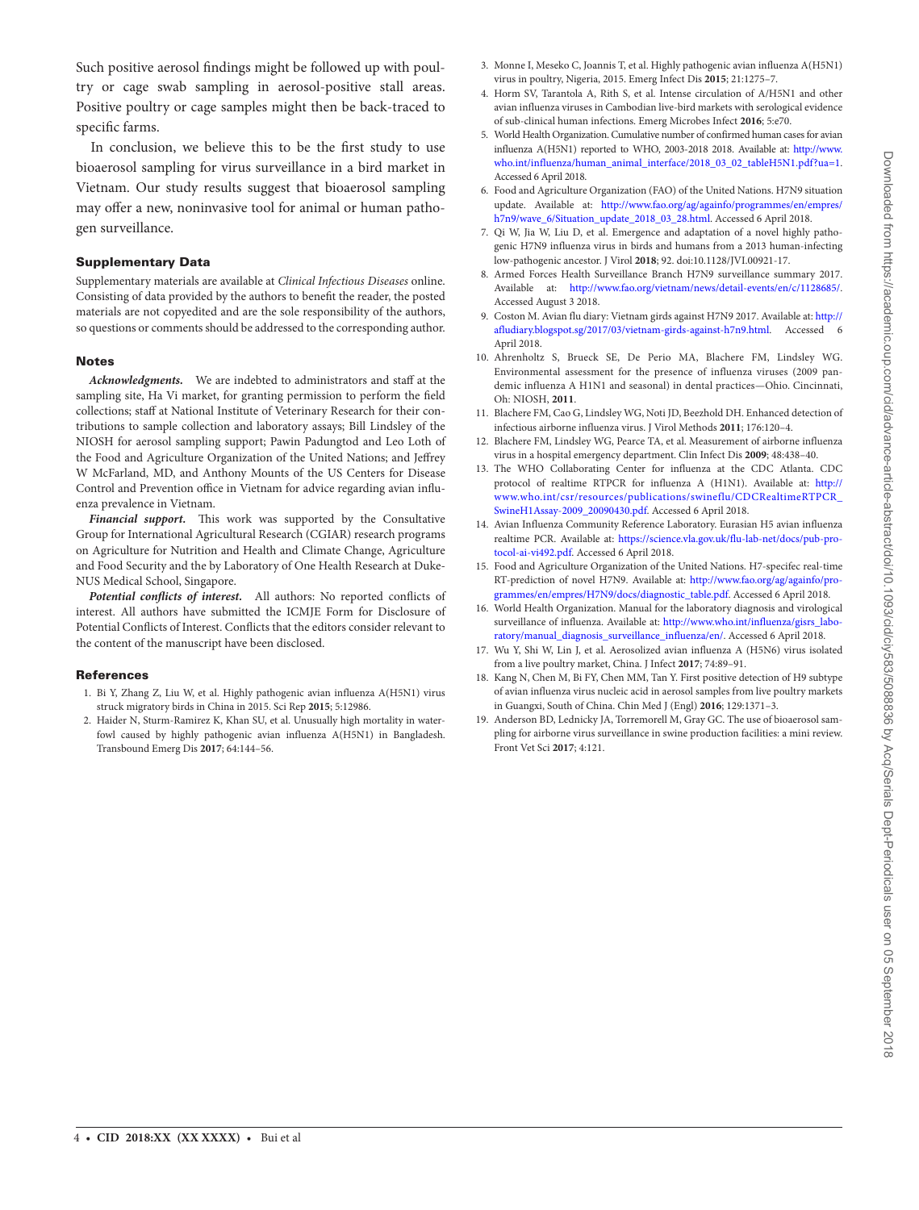Such positive aerosol findings might be followed up with poultry or cage swab sampling in aerosol-positive stall areas. Positive poultry or cage samples might then be back-traced to specific farms.

In conclusion, we believe this to be the first study to use bioaerosol sampling for virus surveillance in a bird market in Vietnam. Our study results suggest that bioaerosol sampling may offer a new, noninvasive tool for animal or human pathogen surveillance.

### Supplementary Data

Supplementary materials are available at *Clinical Infectious Diseases* online. Consisting of data provided by the authors to benefit the reader, the posted materials are not copyedited and are the sole responsibility of the authors, so questions or comments should be addressed to the corresponding author.

### Notes

***Acknowledgments.*** We are indebted to administrators and staff at the sampling site, Ha Vi market, for granting permission to perform the field collections; staff at National Institute of Veterinary Research for their contributions to sample collection and laboratory assays; Bill Lindsley of the NIOSH for aerosol sampling support; Pawin Padungtod and Leo Loth of the Food and Agriculture Organization of the United Nations; and Jeffrey W McFarland, MD, and Anthony Mounts of the US Centers for Disease Control and Prevention office in Vietnam for advice regarding avian influenza prevalence in Vietnam.

***Financial support.*** This work was supported by the Consultative Group for International Agricultural Research (CGIAR) research programs on Agriculture for Nutrition and Health and Climate Change, Agriculture and Food Security and the by Laboratory of One Health Research at Duke-NUS Medical School, Singapore.

***Potential conflicts of interest.*** All authors: No reported conflicts of interest. All authors have submitted the ICMJE Form for Disclosure of Potential Conflicts of Interest. Conflicts that the editors consider relevant to the content of the manuscript have been disclosed.

### References

1. Bi Y, Zhang Z, Liu W, et al. Highly pathogenic avian influenza A(H5N1) virus struck migratory birds in China in 2015. Sci Rep **2015**; 5:12986.
2. Haider N, Sturm-Ramirez K, Khan SU, et al. Unusually high mortality in waterfowl caused by highly pathogenic avian influenza A(H5N1) in Bangladesh. Transbound Emerg Dis **2017**; 64:144–56.
3. Monne I, Meseko C, Joannis T, et al. Highly pathogenic avian influenza A(H5N1) virus in poultry, Nigeria, 2015. Emerg Infect Dis **2015**; 21:1275–7.
4. Horm SV, Tarantola A, Rith S, et al. Intense circulation of A/H5N1 and other avian influenza viruses in Cambodian live-bird markets with serological evidence of sub-clinical human infections. Emerg Microbes Infect **2016**; 5:e70.
5. World Health Organization. Cumulative number of confirmed human cases for avian influenza A(H5N1) reported to WHO, 2003-2018 2018. Available at: http://www.who.int/influenza/human_animal_interface/2018_03_02_tableH5N1.pdf?ua=1. Accessed 6 April 2018.
6. Food and Agriculture Organization (FAO) of the United Nations. H7N9 situation update. Available at: http://www.fao.org/ag/againfo/programmes/en/empres/h7n9/wave_6/Situation_update_2018_03_28.html. Accessed 6 April 2018.
7. Qi W, Jia W, Liu D, et al. Emergence and adaptation of a novel highly pathogenic H7N9 influenza virus in birds and humans from a 2013 human-infecting low-pathogenic ancestor. J Virol **2018**; 92. doi:10.1128/JVI.00921-17.
8. Armed Forces Health Surveillance Branch H7N9 surveillance summary 2017. Available at: http://www.fao.org/vietnam/news/detail-events/en/c/1128685/. Accessed August 3 2018.
9. Coston M. Avian flu diary: Vietnam girds against H7N9 2017. Available at: http://afludiary.blogspot.sg/2017/03/vietnam-girds-against-h7n9.html. Accessed 6 April 2018.
10. Ahrenholtz S, Brueck SE, De Perio MA, Blachere FM, Lindsley WG. Environmental assessment for the presence of influenza viruses (2009 pandemic influenza A H1N1 and seasonal) in dental practices—Ohio. Cincinnati, Oh: NIOSH, **2011**.
11. Blachere FM, Cao G, Lindsley WG, Noti JD, Beezhold DH. Enhanced detection of infectious airborne influenza virus. J Virol Methods **2011**; 176:120–4.
12. Blachere FM, Lindsley WG, Pearce TA, et al. Measurement of airborne influenza virus in a hospital emergency department. Clin Infect Dis **2009**; 48:438–40.
13. The WHO Collaborating Center for influenza at the CDC Atlanta. CDC protocol of realtime RTPCR for influenza A (H1N1). Available at: http://www.who.int/csr/resources/publications/swineflu/CDCRealtimeRTPCR_SwineH1Assay-2009_20090430.pdf. Accessed 6 April 2018.
14. Avian Influenza Community Reference Laboratory. Eurasian H5 avian influenza realtime PCR. Available at: https://science.vla.gov.uk/flu-lab-net/docs/pub-protocol-ai-vi492.pdf. Accessed 6 April 2018.
15. Food and Agriculture Organization of the United Nations. H7-specifec real-time RT-prediction of novel H7N9. Available at: http://www.fao.org/ag/againfo/programmes/en/empres/H7N9/docs/diagnostic_table.pdf. Accessed 6 April 2018.
16. World Health Organization. Manual for the laboratory diagnosis and virological surveillance of influenza. Available at: http://www.who.int/influenza/gisrs_laboratory/manual_diagnosis_surveillance_influenza/en/. Accessed 6 April 2018.
17. Wu Y, Shi W, Lin J, et al. Aerosolized avian influenza A (H5N6) virus isolated from a live poultry market, China. J Infect **2017**; 74:89–91.
18. Kang N, Chen M, Bi FY, Chen MM, Tan Y. First positive detection of H9 subtype of avian influenza virus nucleic acid in aerosol samples from live poultry markets in Guangxi, South of China. Chin Med J (Engl) **2016**; 129:1371–3.
19. Anderson BD, Lednicky JA, Torremorell M, Gray GC. The use of bioaerosol sampling for airborne virus surveillance in swine production facilities: a mini review. Front Vet Sci **2017**; 4:121.